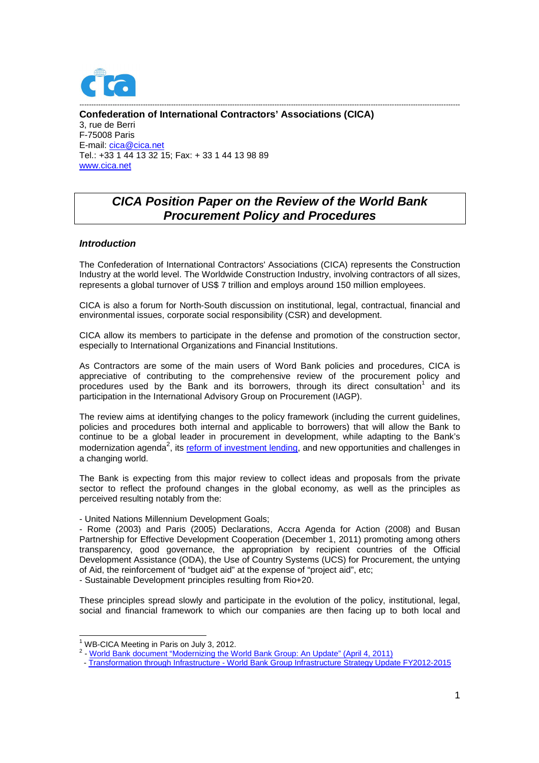**Confederation of International Contractors' Associations (CICA)**
3, rue de Berri
F-75008 Paris
E-mail: cica@cica.net
Tel.: +33 1 44 13 32 15; Fax: + 33 1 44 13 98 89
www.cica.net

# CICA Position Paper on the Review of the World Bank Procurement Policy and Procedures

## *Introduction*

The Confederation of International Contractors' Associations (CICA) represents the Construction Industry at the world level. The Worldwide Construction Industry, involving contractors of all sizes, represents a global turnover of US$ 7 trillion and employs around 150 million employees.

CICA is also a forum for North-South discussion on institutional, legal, contractual, financial and environmental issues, corporate social responsibility (CSR) and development.

CICA allow its members to participate in the defense and promotion of the construction sector, especially to International Organizations and Financial Institutions.

As Contractors are some of the main users of Word Bank policies and procedures, CICA is appreciative of contributing to the comprehensive review of the procurement policy and procedures used by the Bank and its borrowers, through its direct consultation[1] and its participation in the International Advisory Group on Procurement (IAGP).

The review aims at identifying changes to the policy framework (including the current guidelines, policies and procedures both internal and applicable to borrowers) that will allow the Bank to continue to be a global leader in procurement in development, while adapting to the Bank's modernization agenda[2], its reform of investment lending, and new opportunities and challenges in a changing world.

The Bank is expecting from this major review to collect ideas and proposals from the private sector to reflect the profound changes in the global economy, as well as the principles as perceived resulting notably from the:

- United Nations Millennium Development Goals;
- Rome (2003) and Paris (2005) Declarations, Accra Agenda for Action (2008) and Busan Partnership for Effective Development Cooperation (December 1, 2011) promoting among others transparency, good governance, the appropriation by recipient countries of the Official Development Assistance (ODA), the Use of Country Systems (UCS) for Procurement, the untying of Aid, the reinforcement of "budget aid" at the expense of "project aid", etc;
- Sustainable Development principles resulting from Rio+20.

These principles spread slowly and participate in the evolution of the policy, institutional, legal, social and financial framework to which our companies are then facing up to both local and

---

[1] WB-CICA Meeting in Paris on July 3, 2012.

[2] - World Bank document "Modernizing the World Bank Group: An Update" (April 4, 2011)
- Transformation through Infrastructure - World Bank Group Infrastructure Strategy Update FY2012-2015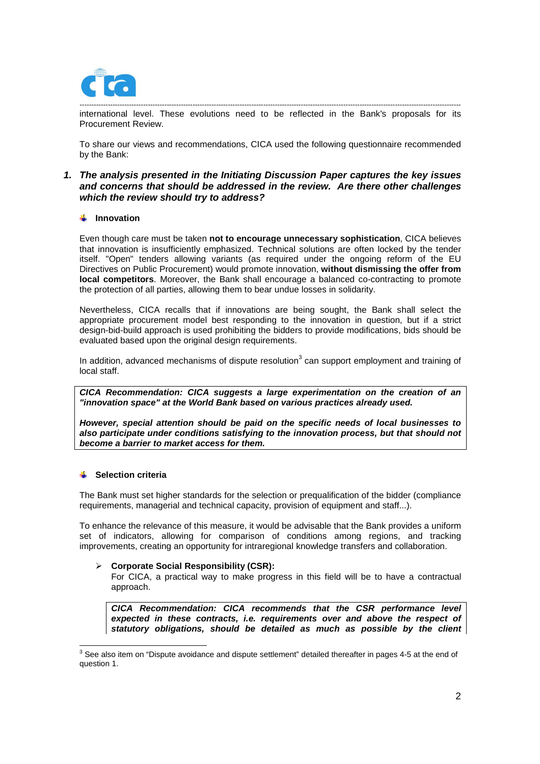international level. These evolutions need to be reflected in the Bank's proposals for its Procurement Review.

To share our views and recommendations, CICA used the following questionnaire recommended by the Bank:

## 1. *The analysis presented in the Initiating Discussion Paper captures the key issues and concerns that should be addressed in the review. Are there other challenges which the review should try to address?*

### Innovation

Even though care must be taken **not to encourage unnecessary sophistication**, CICA believes that innovation is insufficiently emphasized. Technical solutions are often locked by the tender itself. "Open" tenders allowing variants (as required under the ongoing reform of the EU Directives on Public Procurement) would promote innovation, **without dismissing the offer from local competitors**. Moreover, the Bank shall encourage a balanced co-contracting to promote the protection of all parties, allowing them to bear undue losses in solidarity.

Nevertheless, CICA recalls that if innovations are being sought, the Bank shall select the appropriate procurement model best responding to the innovation in question, but if a strict design-bid-build approach is used prohibiting the bidders to provide modifications, bids should be evaluated based upon the original design requirements.

In addition, advanced mechanisms of dispute resolution[3] can support employment and training of local staff.

> ***CICA Recommendation: CICA suggests a large experimentation on the creation of an "innovation space" at the World Bank based on various practices already used.***
>
> ***However, special attention should be paid on the specific needs of local businesses to also participate under conditions satisfying to the innovation process, but that should not become a barrier to market access for them.***

### Selection criteria

The Bank must set higher standards for the selection or prequalification of the bidder (compliance requirements, managerial and technical capacity, provision of equipment and staff...).

To enhance the relevance of this measure, it would be advisable that the Bank provides a uniform set of indicators, allowing for comparison of conditions among regions, and tracking improvements, creating an opportunity for intraregional knowledge transfers and collaboration.

- **Corporate Social Responsibility (CSR):**
  For CICA, a practical way to make progress in this field will be to have a contractual approach.

  > ***CICA Recommendation: CICA recommends that the CSR performance level expected in these contracts, i.e. requirements over and above the respect of statutory obligations, should be detailed as much as possible by the client***

---

[3] See also item on "Dispute avoidance and dispute settlement" detailed thereafter in pages 4-5 at the end of question 1.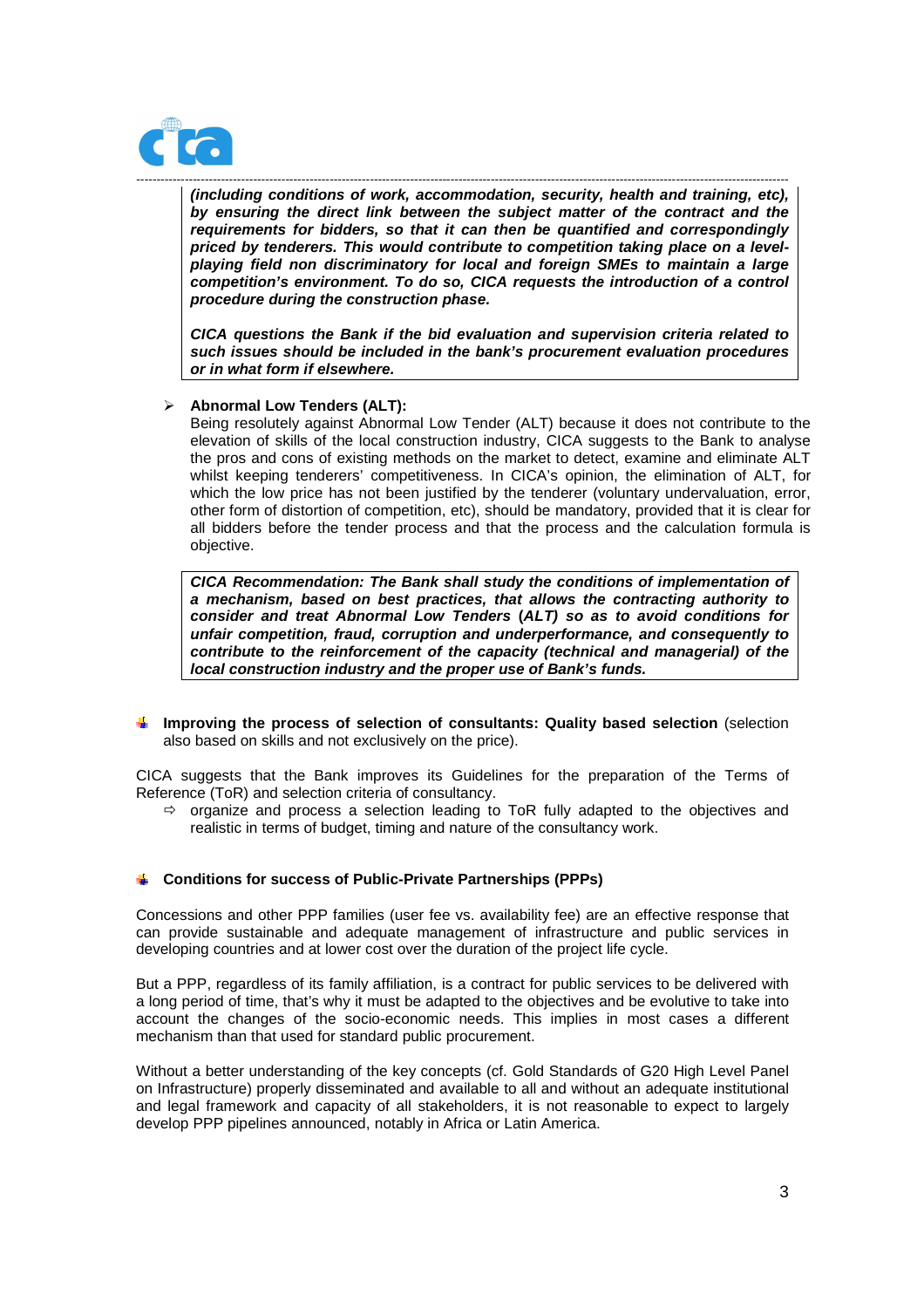***(including conditions of work, accommodation, security, health and training, etc), by ensuring the direct link between the subject matter of the contract and the requirements for bidders, so that it can then be quantified and correspondingly priced by tenderers. This would contribute to competition taking place on a level-playing field non discriminatory for local and foreign SMEs to maintain a large competition's environment. To do so, CICA requests the introduction of a control procedure during the construction phase.***

***CICA questions the Bank if the bid evaluation and supervision criteria related to such issues should be included in the bank's procurement evaluation procedures or in what form if elsewhere.***

- **Abnormal Low Tenders (ALT):**
  Being resolutely against Abnormal Low Tender (ALT) because it does not contribute to the elevation of skills of the local construction industry, CICA suggests to the Bank to analyse the pros and cons of existing methods on the market to detect, examine and eliminate ALT whilst keeping tenderers' competitiveness. In CICA's opinion, the elimination of ALT, for which the low price has not been justified by the tenderer (voluntary undervaluation, error, other form of distortion of competition, etc), should be mandatory, provided that it is clear for all bidders before the tender process and that the process and the calculation formula is objective.

  ***CICA Recommendation: The Bank shall study the conditions of implementation of a mechanism, based on best practices, that allows the contracting authority to consider and treat Abnormal Low Tenders (ALT) so as to avoid conditions for unfair competition, fraud, corruption and underperformance, and consequently to contribute to the reinforcement of the capacity (technical and managerial) of the local construction industry and the proper use of Bank's funds.***

- **Improving the process of selection of consultants: Quality based selection** (selection also based on skills and not exclusively on the price).

CICA suggests that the Bank improves its Guidelines for the preparation of the Terms of Reference (ToR) and selection criteria of consultancy.

- organize and process a selection leading to ToR fully adapted to the objectives and realistic in terms of budget, timing and nature of the consultancy work.

- **Conditions for success of Public-Private Partnerships (PPPs)**

Concessions and other PPP families (user fee vs. availability fee) are an effective response that can provide sustainable and adequate management of infrastructure and public services in developing countries and at lower cost over the duration of the project life cycle.

But a PPP, regardless of its family affiliation, is a contract for public services to be delivered with a long period of time, that's why it must be adapted to the objectives and be evolutive to take into account the changes of the socio-economic needs. This implies in most cases a different mechanism than that used for standard public procurement.

Without a better understanding of the key concepts (cf. Gold Standards of G20 High Level Panel on Infrastructure) properly disseminated and available to all and without an adequate institutional and legal framework and capacity of all stakeholders, it is not reasonable to expect to largely develop PPP pipelines announced, notably in Africa or Latin America.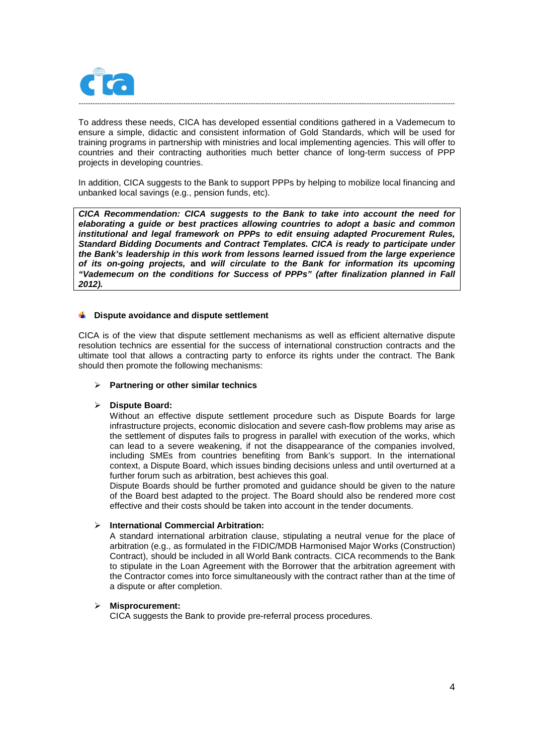To address these needs, CICA has developed essential conditions gathered in a Vademecum to ensure a simple, didactic and consistent information of Gold Standards, which will be used for training programs in partnership with ministries and local implementing agencies. This will offer to countries and their contracting authorities much better chance of long-term success of PPP projects in developing countries.

In addition, CICA suggests to the Bank to support PPPs by helping to mobilize local financing and unbanked local savings (e.g., pension funds, etc).

> ***CICA Recommendation: CICA suggests to the Bank to take into account the need for elaborating a guide or best practices allowing countries to adopt a basic and common institutional and legal framework on PPPs to edit ensuing adapted Procurement Rules, Standard Bidding Documents and Contract Templates. CICA is ready to participate under the Bank's leadership in this work from lessons learned issued from the large experience of its on-going projects,*** **and** ***will circulate to the Bank for information its upcoming "Vademecum on the conditions for Success of PPPs" (after finalization planned in Fall 2012).***

### Dispute avoidance and dispute settlement

CICA is of the view that dispute settlement mechanisms as well as efficient alternative dispute resolution technics are essential for the success of international construction contracts and the ultimate tool that allows a contracting party to enforce its rights under the contract. The Bank should then promote the following mechanisms:

- **Partnering or other similar technics**

- **Dispute Board:**
  Without an effective dispute settlement procedure such as Dispute Boards for large infrastructure projects, economic dislocation and severe cash-flow problems may arise as the settlement of disputes fails to progress in parallel with execution of the works, which can lead to a severe weakening, if not the disappearance of the companies involved, including SMEs from countries benefiting from Bank's support. In the international context, a Dispute Board, which issues binding decisions unless and until overturned at a further forum such as arbitration, best achieves this goal.
  Dispute Boards should be further promoted and guidance should be given to the nature of the Board best adapted to the project. The Board should also be rendered more cost effective and their costs should be taken into account in the tender documents.

- **International Commercial Arbitration:**
  A standard international arbitration clause, stipulating a neutral venue for the place of arbitration (e.g., as formulated in the FIDIC/MDB Harmonised Major Works (Construction) Contract), should be included in all World Bank contracts. CICA recommends to the Bank to stipulate in the Loan Agreement with the Borrower that the arbitration agreement with the Contractor comes into force simultaneously with the contract rather than at the time of a dispute or after completion.

- **Misprocurement:**
  CICA suggests the Bank to provide pre-referral process procedures.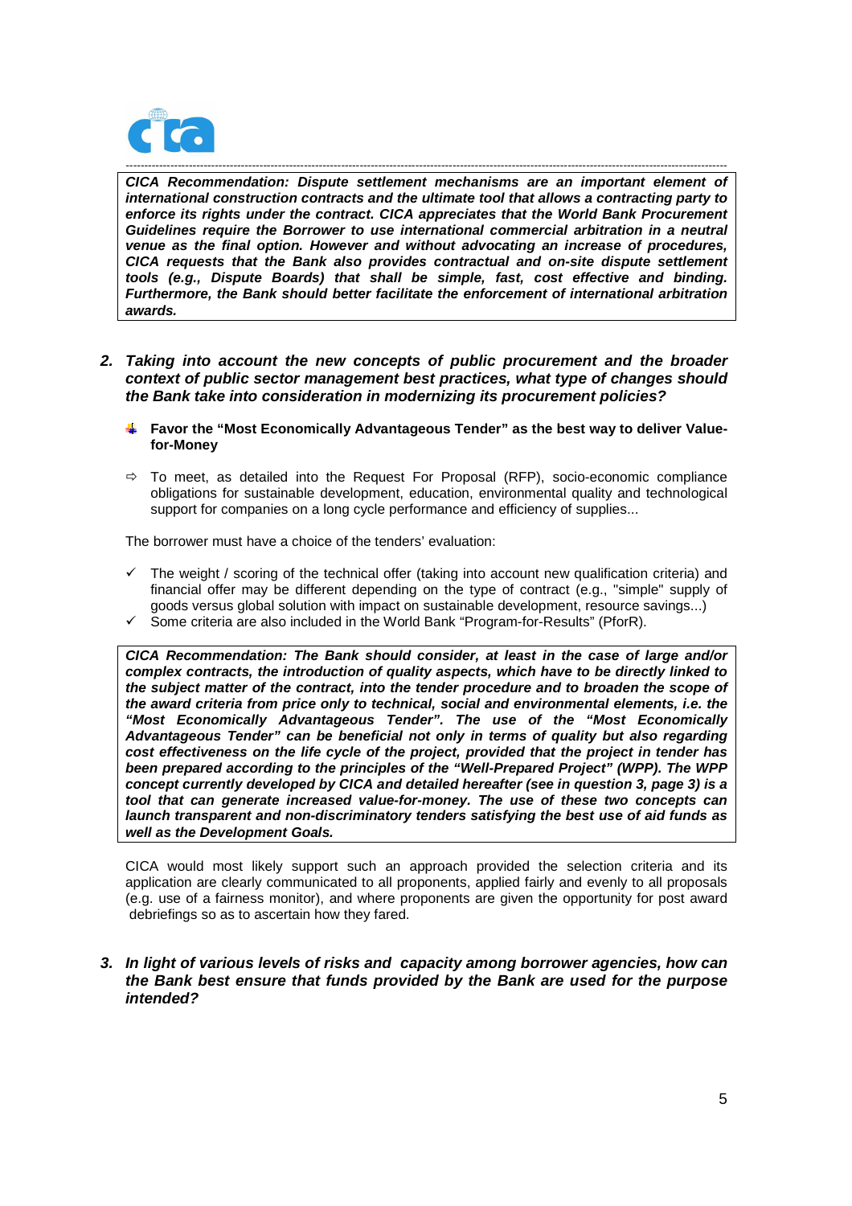***CICA Recommendation: Dispute settlement mechanisms are an important element of international construction contracts and the ultimate tool that allows a contracting party to enforce its rights under the contract. CICA appreciates that the World Bank Procurement Guidelines require the Borrower to use international commercial arbitration in a neutral venue as the final option. However and without advocating an increase of procedures, CICA requests that the Bank also provides contractual and on-site dispute settlement tools (e.g., Dispute Boards) that shall be simple, fast, cost effective and binding. Furthermore, the Bank should better facilitate the enforcement of international arbitration awards.***

## 2. *Taking into account the new concepts of public procurement and the broader context of public sector management best practices, what type of changes should the Bank take into consideration in modernizing its procurement policies?*

- **Favor the "Most Economically Advantageous Tender" as the best way to deliver Value-for-Money**

⇨ To meet, as detailed into the Request For Proposal (RFP), socio-economic compliance obligations for sustainable development, education, environmental quality and technological support for companies on a long cycle performance and efficiency of supplies...

The borrower must have a choice of the tenders' evaluation:

- ✓ The weight / scoring of the technical offer (taking into account new qualification criteria) and financial offer may be different depending on the type of contract (e.g., "simple" supply of goods versus global solution with impact on sustainable development, resource savings...)
- ✓ Some criteria are also included in the World Bank "Program-for-Results" (PforR).

***CICA Recommendation: The Bank should consider, at least in the case of large and/or complex contracts, the introduction of quality aspects, which have to be directly linked to the subject matter of the contract, into the tender procedure and to broaden the scope of the award criteria from price only to technical, social and environmental elements, i.e. the "Most Economically Advantageous Tender". The use of the "Most Economically Advantageous Tender" can be beneficial not only in terms of quality but also regarding cost effectiveness on the life cycle of the project, provided that the project in tender has been prepared according to the principles of the "Well-Prepared Project" (WPP). The WPP concept currently developed by CICA and detailed hereafter (see in question 3, page 3) is a tool that can generate increased value-for-money. The use of these two concepts can launch transparent and non-discriminatory tenders satisfying the best use of aid funds as well as the Development Goals.***

CICA would most likely support such an approach provided the selection criteria and its application are clearly communicated to all proponents, applied fairly and evenly to all proposals (e.g. use of a fairness monitor), and where proponents are given the opportunity for post award debriefings so as to ascertain how they fared.

## 3. *In light of various levels of risks and capacity among borrower agencies, how can the Bank best ensure that funds provided by the Bank are used for the purpose intended?*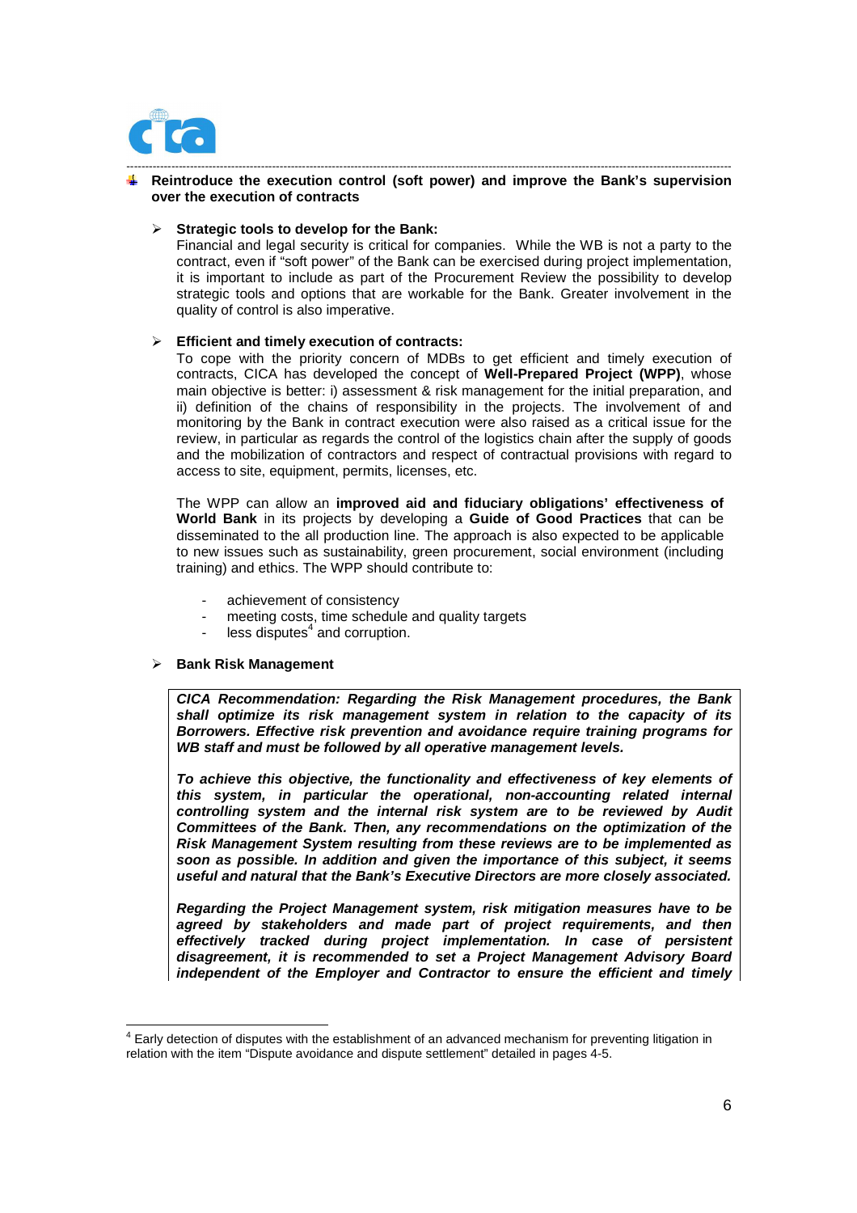**Reintroduce the execution control (soft power) and improve the Bank's supervision over the execution of contracts**

- **Strategic tools to develop for the Bank:**
  Financial and legal security is critical for companies. While the WB is not a party to the contract, even if "soft power" of the Bank can be exercised during project implementation, it is important to include as part of the Procurement Review the possibility to develop strategic tools and options that are workable for the Bank. Greater involvement in the quality of control is also imperative.

- **Efficient and timely execution of contracts:**
  To cope with the priority concern of MDBs to get efficient and timely execution of contracts, CICA has developed the concept of **Well-Prepared Project (WPP)**, whose main objective is better: i) assessment & risk management for the initial preparation, and ii) definition of the chains of responsibility in the projects. The involvement of and monitoring by the Bank in contract execution were also raised as a critical issue for the review, in particular as regards the control of the logistics chain after the supply of goods and the mobilization of contractors and respect of contractual provisions with regard to access to site, equipment, permits, licenses, etc.

  The WPP can allow an **improved aid and fiduciary obligations' effectiveness of World Bank** in its projects by developing a **Guide of Good Practices** that can be disseminated to the all production line. The approach is also expected to be applicable to new issues such as sustainability, green procurement, social environment (including training) and ethics. The WPP should contribute to:

  - achievement of consistency
  - meeting costs, time schedule and quality targets
  - less disputes[4] and corruption.

- **Bank Risk Management**

  ***CICA Recommendation: Regarding the Risk Management procedures, the Bank shall optimize its risk management system in relation to the capacity of its Borrowers. Effective risk prevention and avoidance require training programs for WB staff and must be followed by all operative management levels.***

  ***To achieve this objective, the functionality and effectiveness of key elements of this system, in particular the operational, non-accounting related internal controlling system and the internal risk system are to be reviewed by Audit Committees of the Bank. Then, any recommendations on the optimization of the Risk Management System resulting from these reviews are to be implemented as soon as possible. In addition and given the importance of this subject, it seems useful and natural that the Bank's Executive Directors are more closely associated.***

  ***Regarding the Project Management system, risk mitigation measures have to be agreed by stakeholders and made part of project requirements, and then effectively tracked during project implementation. In case of persistent disagreement, it is recommended to set a Project Management Advisory Board independent of the Employer and Contractor to ensure the efficient and timely***

---

[4] Early detection of disputes with the establishment of an advanced mechanism for preventing litigation in relation with the item "Dispute avoidance and dispute settlement" detailed in pages 4-5.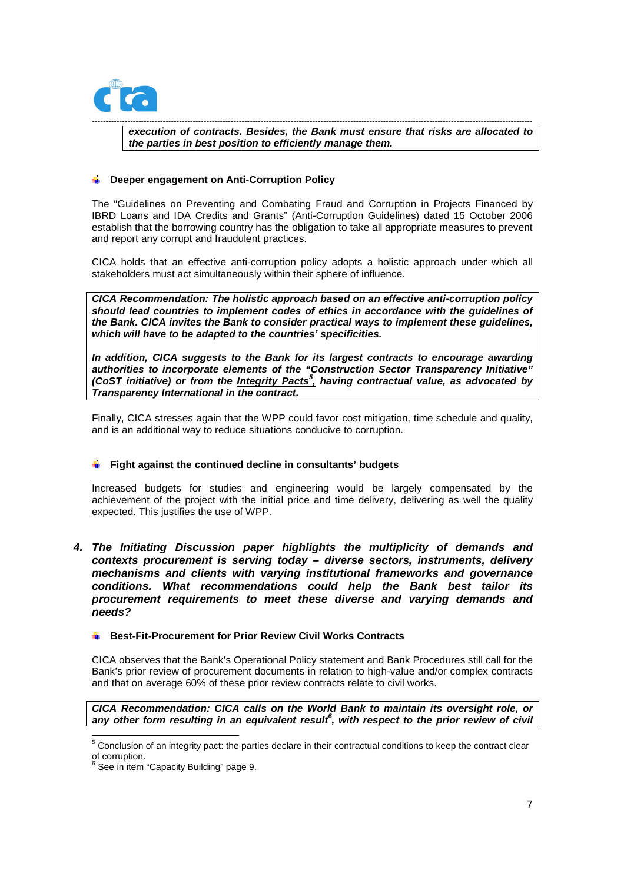***execution of contracts. Besides, the Bank must ensure that risks are allocated to the parties in best position to efficiently manage them.***

- **Deeper engagement on Anti-Corruption Policy**

The "Guidelines on Preventing and Combating Fraud and Corruption in Projects Financed by IBRD Loans and IDA Credits and Grants" (Anti-Corruption Guidelines) dated 15 October 2006 establish that the borrowing country has the obligation to take all appropriate measures to prevent and report any corrupt and fraudulent practices.

CICA holds that an effective anti-corruption policy adopts a holistic approach under which all stakeholders must act simultaneously within their sphere of influence.

***CICA Recommendation: The holistic approach based on an effective anti-corruption policy should lead countries to implement codes of ethics in accordance with the guidelines of the Bank. CICA invites the Bank to consider practical ways to implement these guidelines, which will have to be adapted to the countries' specificities.***

***In addition, CICA suggests to the Bank for its largest contracts to encourage awarding authorities to incorporate elements of the "Construction Sector Transparency Initiative" (CoST initiative) or from the Integrity Pacts[5], having contractual value, as advocated by Transparency International in the contract.***

Finally, CICA stresses again that the WPP could favor cost mitigation, time schedule and quality, and is an additional way to reduce situations conducive to corruption.

- **Fight against the continued decline in consultants' budgets**

Increased budgets for studies and engineering would be largely compensated by the achievement of the project with the initial price and time delivery, delivering as well the quality expected. This justifies the use of WPP.

***4. The Initiating Discussion paper highlights the multiplicity of demands and contexts procurement is serving today – diverse sectors, instruments, delivery mechanisms and clients with varying institutional frameworks and governance conditions. What recommendations could help the Bank best tailor its procurement requirements to meet these diverse and varying demands and needs?***

- **Best-Fit-Procurement for Prior Review Civil Works Contracts**

CICA observes that the Bank's Operational Policy statement and Bank Procedures still call for the Bank's prior review of procurement documents in relation to high-value and/or complex contracts and that on average 60% of these prior review contracts relate to civil works.

***CICA Recommendation: CICA calls on the World Bank to maintain its oversight role, or any other form resulting in an equivalent result[6], with respect to the prior review of civil***

---

[5] Conclusion of an integrity pact: the parties declare in their contractual conditions to keep the contract clear of corruption.

[6] See in item "Capacity Building" page 9.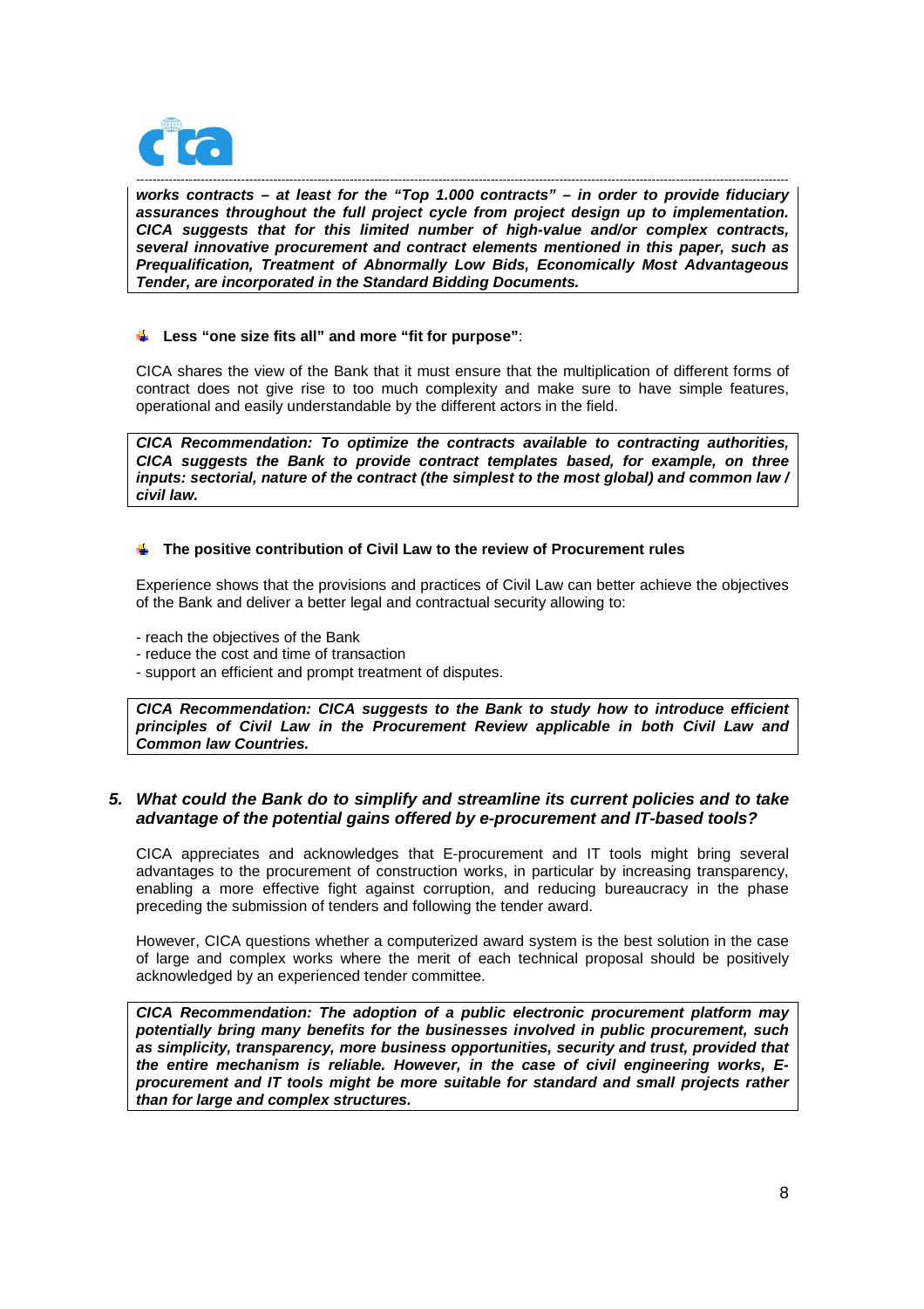**works contracts – at least for the "Top 1.000 contracts" – in order to provide fiduciary assurances throughout the full project cycle from project design up to implementation. CICA suggests that for this limited number of high-value and/or complex contracts, several innovative procurement and contract elements mentioned in this paper, such as Prequalification, Treatment of Abnormally Low Bids, Economically Most Advantageous Tender, are incorporated in the Standard Bidding Documents.***

- **Less "one size fits all" and more "fit for purpose"**:

CICA shares the view of the Bank that it must ensure that the multiplication of different forms of contract does not give rise to too much complexity and make sure to have simple features, operational and easily understandable by the different actors in the field.

***CICA Recommendation: To optimize the contracts available to contracting authorities, CICA suggests the Bank to provide contract templates based, for example, on three inputs: sectorial, nature of the contract (the simplest to the most global) and common law / civil law.***

- **The positive contribution of Civil Law to the review of Procurement rules**

Experience shows that the provisions and practices of Civil Law can better achieve the objectives of the Bank and deliver a better legal and contractual security allowing to:

- reach the objectives of the Bank
- reduce the cost and time of transaction
- support an efficient and prompt treatment of disputes.

***CICA Recommendation: CICA suggests to the Bank to study how to introduce efficient principles of Civil Law in the Procurement Review applicable in both Civil Law and Common law Countries.***

### 5. *What could the Bank do to simplify and streamline its current policies and to take advantage of the potential gains offered by e-procurement and IT-based tools?*

CICA appreciates and acknowledges that E-procurement and IT tools might bring several advantages to the procurement of construction works, in particular by increasing transparency, enabling a more effective fight against corruption, and reducing bureaucracy in the phase preceding the submission of tenders and following the tender award.

However, CICA questions whether a computerized award system is the best solution in the case of large and complex works where the merit of each technical proposal should be positively acknowledged by an experienced tender committee.

***CICA Recommendation: The adoption of a public electronic procurement platform may potentially bring many benefits for the businesses involved in public procurement, such as simplicity, transparency, more business opportunities, security and trust, provided that the entire mechanism is reliable. However, in the case of civil engineering works, E-procurement and IT tools might be more suitable for standard and small projects rather than for large and complex structures.***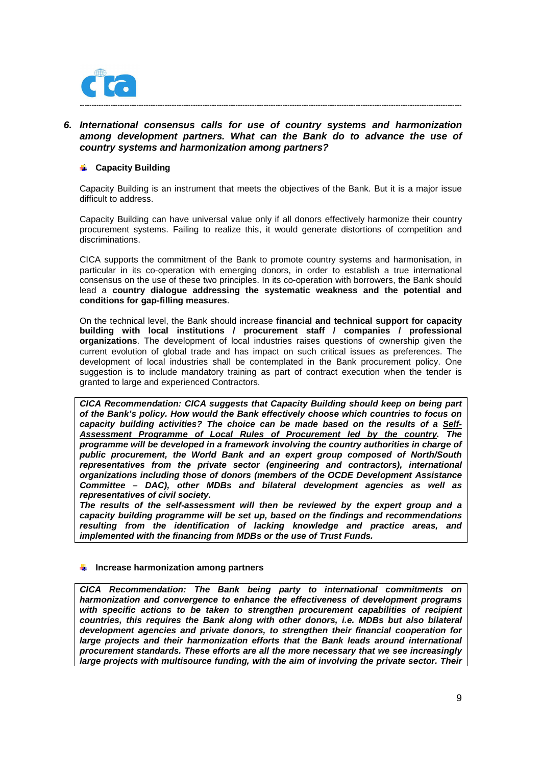### 6. *International consensus calls for use of country systems and harmonization among development partners. What can the Bank do to advance the use of country systems and harmonization among partners?*

- **Capacity Building**

Capacity Building is an instrument that meets the objectives of the Bank. But it is a major issue difficult to address.

Capacity Building can have universal value only if all donors effectively harmonize their country procurement systems. Failing to realize this, it would generate distortions of competition and discriminations.

CICA supports the commitment of the Bank to promote country systems and harmonisation, in particular in its co-operation with emerging donors, in order to establish a true international consensus on the use of these two principles. In its co-operation with borrowers, the Bank should lead a **country dialogue addressing the systematic weakness and the potential and conditions for gap-filling measures**.

On the technical level, the Bank should increase **financial and technical support for capacity building with local institutions / procurement staff / companies / professional organizations**. The development of local industries raises questions of ownership given the current evolution of global trade and has impact on such critical issues as preferences. The development of local industries shall be contemplated in the Bank procurement policy. One suggestion is to include mandatory training as part of contract execution when the tender is granted to large and experienced Contractors.

> ***CICA Recommendation: CICA suggests that Capacity Building should keep on being part of the Bank's policy. How would the Bank effectively choose which countries to focus on capacity building activities? The choice can be made based on the results of a <u>Self-Assessment Programme of Local Rules of Procurement led by the country</u>. The programme will be developed in a framework involving the country authorities in charge of public procurement, the World Bank and an expert group composed of North/South representatives from the private sector (engineering and contractors), international organizations including those of donors (members of the OCDE Development Assistance Committee – DAC), other MDBs and bilateral development agencies as well as representatives of civil society.***
>
> ***The results of the self-assessment will then be reviewed by the expert group and a capacity building programme will be set up, based on the findings and recommendations resulting from the identification of lacking knowledge and practice areas, and implemented with the financing from MDBs or the use of Trust Funds.***

- **Increase harmonization among partners**

> ***CICA Recommendation: The Bank being party to international commitments on harmonization and convergence to enhance the effectiveness of development programs with specific actions to be taken to strengthen procurement capabilities of recipient countries, this requires the Bank along with other donors, i.e. MDBs but also bilateral development agencies and private donors, to strengthen their financial cooperation for large projects and their harmonization efforts that the Bank leads around international procurement standards. These efforts are all the more necessary that we see increasingly large projects with multisource funding, with the aim of involving the private sector. Their***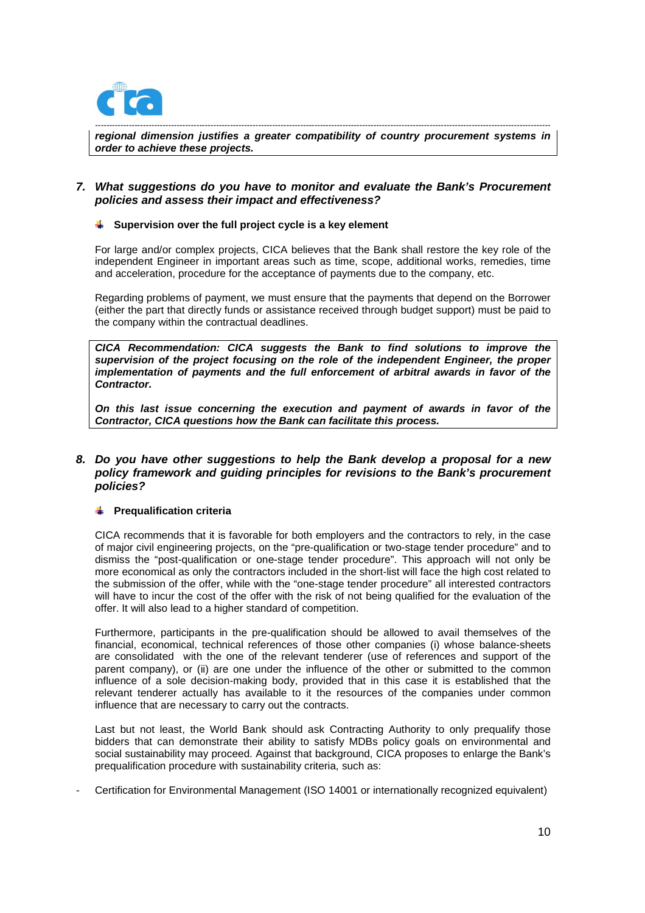***regional dimension justifies a greater compatibility of country procurement systems in order to achieve these projects.***

## *7. What suggestions do you have to monitor and evaluate the Bank's Procurement policies and assess their impact and effectiveness?*

- **Supervision over the full project cycle is a key element**

For large and/or complex projects, CICA believes that the Bank shall restore the key role of the independent Engineer in important areas such as time, scope, additional works, remedies, time and acceleration, procedure for the acceptance of payments due to the company, etc.

Regarding problems of payment, we must ensure that the payments that depend on the Borrower (either the part that directly funds or assistance received through budget support) must be paid to the company within the contractual deadlines.

***CICA Recommendation: CICA suggests the Bank to find solutions to improve the supervision of the project focusing on the role of the independent Engineer, the proper implementation of payments and the full enforcement of arbitral awards in favor of the Contractor.***

***On this last issue concerning the execution and payment of awards in favor of the Contractor, CICA questions how the Bank can facilitate this process.***

## *8. Do you have other suggestions to help the Bank develop a proposal for a new policy framework and guiding principles for revisions to the Bank's procurement policies?*

- **Prequalification criteria**

CICA recommends that it is favorable for both employers and the contractors to rely, in the case of major civil engineering projects, on the "pre-qualification or two-stage tender procedure" and to dismiss the "post-qualification or one-stage tender procedure". This approach will not only be more economical as only the contractors included in the short-list will face the high cost related to the submission of the offer, while with the "one-stage tender procedure" all interested contractors will have to incur the cost of the offer with the risk of not being qualified for the evaluation of the offer. It will also lead to a higher standard of competition.

Furthermore, participants in the pre-qualification should be allowed to avail themselves of the financial, economical, technical references of those other companies (i) whose balance-sheets are consolidated with the one of the relevant tenderer (use of references and support of the parent company), or (ii) are one under the influence of the other or submitted to the common influence of a sole decision-making body, provided that in this case it is established that the relevant tenderer actually has available to it the resources of the companies under common influence that are necessary to carry out the contracts.

Last but not least, the World Bank should ask Contracting Authority to only prequalify those bidders that can demonstrate their ability to satisfy MDBs policy goals on environmental and social sustainability may proceed. Against that background, CICA proposes to enlarge the Bank's prequalification procedure with sustainability criteria, such as:

- Certification for Environmental Management (ISO 14001 or internationally recognized equivalent)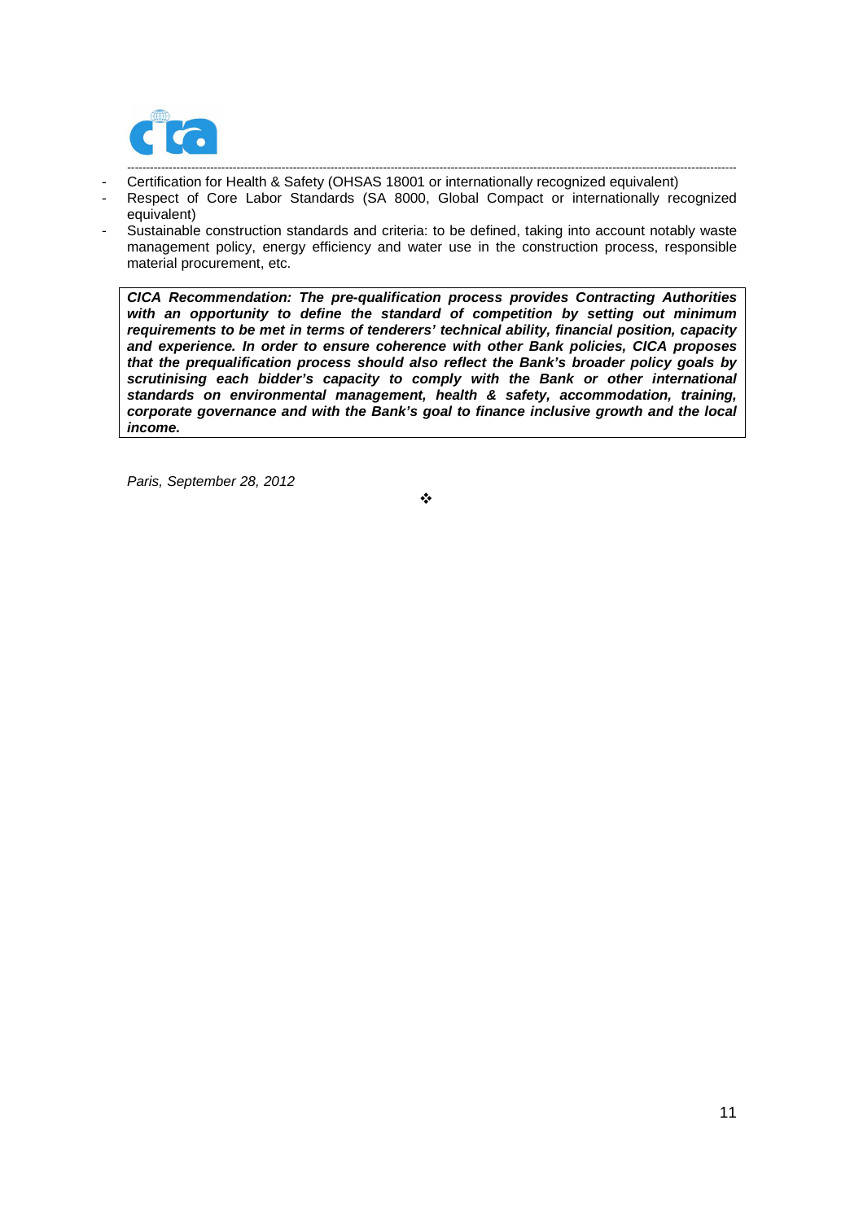- Certification for Health & Safety (OHSAS 18001 or internationally recognized equivalent)
- Respect of Core Labor Standards (SA 8000, Global Compact or internationally recognized equivalent)
- Sustainable construction standards and criteria: to be defined, taking into account notably waste management policy, energy efficiency and water use in the construction process, responsible material procurement, etc.

***CICA Recommendation: The pre-qualification process provides Contracting Authorities with an opportunity to define the standard of competition by setting out minimum requirements to be met in terms of tenderers' technical ability, financial position, capacity and experience. In order to ensure coherence with other Bank policies, CICA proposes that the prequalification process should also reflect the Bank's broader policy goals by scrutinising each bidder's capacity to comply with the Bank or other international standards on environmental management, health & safety, accommodation, training, corporate governance and with the Bank's goal to finance inclusive growth and the local income.***

*Paris, September 28, 2012*

❖